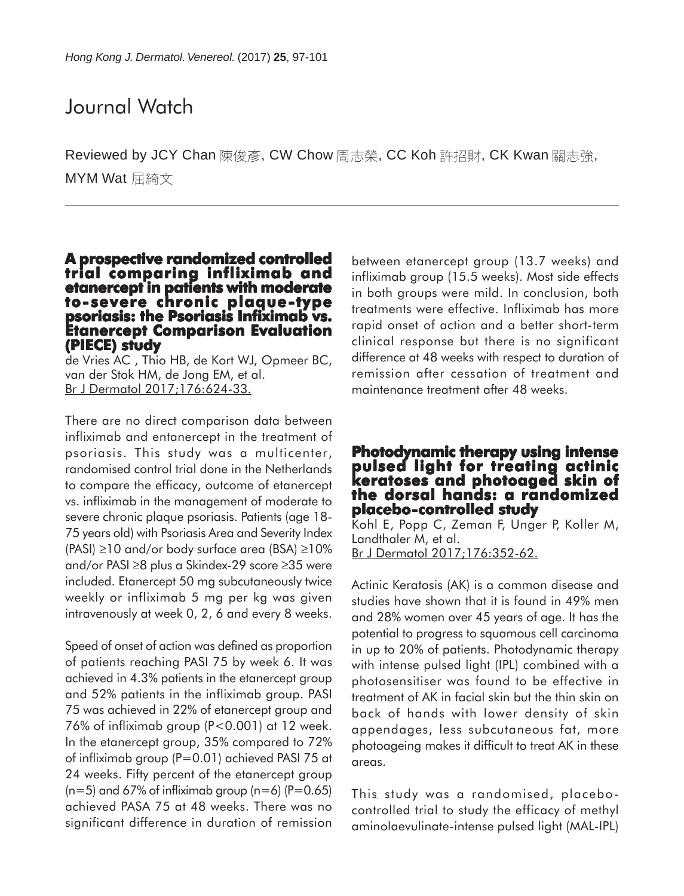# Journal Watch

Reviewed by JCY Chan 陳俊彥, CW Chow 周志榮, CC Koh 許招財, CK Kwan 關志強, MYM Wat 屈綺文

## A prospective randomized controlled trial comparing infliximab and etanercept in patients with moderate to-severe chronic plaque-type psoriasis: the Psoriasis Infiximab vs. Etanercept Comparison Evaluation (PIECE) study

de Vries AC , Thio HB, de Kort WJ, Opmeer BC, van der Stok HM, de Jong EM, et al.
Br J Dermatol 2017;176:624-33.

There are no direct comparison data between infliximab and entanercept in the treatment of psoriasis. This study was a multicenter, randomised control trial done in the Netherlands to compare the efficacy, outcome of etanercept vs. infliximab in the management of moderate to severe chronic plaque psoriasis. Patients (age 18-75 years old) with Psoriasis Area and Severity Index (PASI) ≥10 and/or body surface area (BSA) ≥10% and/or PASI ≥8 plus a Skindex-29 score ≥35 were included. Etanercept 50 mg subcutaneously twice weekly or infliximab 5 mg per kg was given intravenously at week 0, 2, 6 and every 8 weeks.

Speed of onset of action was defined as proportion of patients reaching PASI 75 by week 6. It was achieved in 4.3% patients in the etanercept group and 52% patients in the infliximab group. PASI 75 was achieved in 22% of etanercept group and 76% of infliximab group ($P<0.001$) at 12 week. In the etanercept group, 35% compared to 72% of infliximab group ($P=0.01$) achieved PASI 75 at 24 weeks. Fifty percent of the etanercept group ($n=5$) and 67% of infliximab group ($n=6$) ($P=0.65$) achieved PASA 75 at 48 weeks. There was no significant difference in duration of remission between etanercept group (13.7 weeks) and infliximab group (15.5 weeks). Most side effects in both groups were mild. In conclusion, both treatments were effective. Infliximab has more rapid onset of action and a better short-term clinical response but there is no significant difference at 48 weeks with respect to duration of remission after cessation of treatment and maintenance treatment after 48 weeks.

## Photodynamic therapy using intense pulsed light for treating actinic keratoses and photoaged skin of the dorsal hands: a randomized placebo-controlled study

Kohl E, Popp C, Zeman F, Unger P, Koller M, Landthaler M, et al.
Br J Dermatol 2017;176:352-62.

Actinic Keratosis (AK) is a common disease and studies have shown that it is found in 49% men and 28% women over 45 years of age. It has the potential to progress to squamous cell carcinoma in up to 20% of patients. Photodynamic therapy with intense pulsed light (IPL) combined with a photosensitiser was found to be effective in treatment of AK in facial skin but the thin skin on back of hands with lower density of skin appendages, less subcutaneous fat, more photoageing makes it difficult to treat AK in these areas.

This study was a randomised, placebo-controlled trial to study the efficacy of methyl aminolaevulinate-intense pulsed light (MAL-IPL)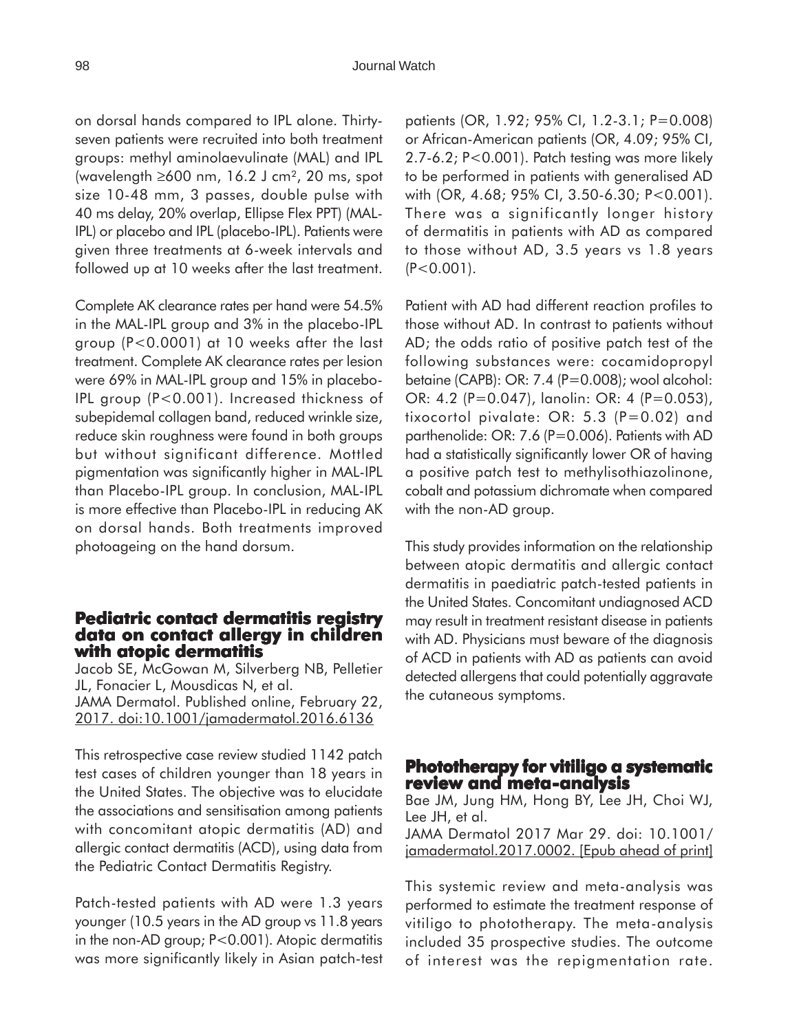on dorsal hands compared to IPL alone. Thirty-seven patients were recruited into both treatment groups: methyl aminolaevulinate (MAL) and IPL (wavelength ≥600 nm, 16.2 J cm², 20 ms, spot size 10-48 mm, 3 passes, double pulse with 40 ms delay, 20% overlap, Ellipse Flex PPT) (MAL-IPL) or placebo and IPL (placebo-IPL). Patients were given three treatments at 6-week intervals and followed up at 10 weeks after the last treatment.

Complete AK clearance rates per hand were 54.5% in the MAL-IPL group and 3% in the placebo-IPL group ($P<0.0001$) at 10 weeks after the last treatment. Complete AK clearance rates per lesion were 69% in MAL-IPL group and 15% in placebo-IPL group ($P<0.001$). Increased thickness of subepidemal collagen band, reduced wrinkle size, reduce skin roughness were found in both groups but without significant difference. Mottled pigmentation was significantly higher in MAL-IPL than Placebo-IPL group. In conclusion, MAL-IPL is more effective than Placebo-IPL in reducing AK on dorsal hands. Both treatments improved photoageing on the hand dorsum.

## Pediatric contact dermatitis registry data on contact allergy in children with atopic dermatitis

Jacob SE, McGowan M, Silverberg NB, Pelletier JL, Fonacier L, Mousdicas N, et al.
JAMA Dermatol. Published online, February 22, 2017. doi:10.1001/jamadermatol.2016.6136

This retrospective case review studied 1142 patch test cases of children younger than 18 years in the United States. The objective was to elucidate the associations and sensitisation among patients with concomitant atopic dermatitis (AD) and allergic contact dermatitis (ACD), using data from the Pediatric Contact Dermatitis Registry.

Patch-tested patients with AD were 1.3 years younger (10.5 years in the AD group vs 11.8 years in the non-AD group; $P<0.001$). Atopic dermatitis was more significantly likely in Asian patch-test patients (OR, 1.92; 95% CI, 1.2-3.1; $P=0.008$) or African-American patients (OR, 4.09; 95% CI, 2.7-6.2; $P<0.001$). Patch testing was more likely to be performed in patients with generalised AD with (OR, 4.68; 95% CI, 3.50-6.30; $P<0.001$). There was a significantly longer history of dermatitis in patients with AD as compared to those without AD, 3.5 years vs 1.8 years ($P<0.001$).

Patient with AD had different reaction profiles to those without AD. In contrast to patients without AD; the odds ratio of positive patch test of the following substances were: cocamidopropyl betaine (CAPB): OR: 7.4 ($P=0.008$); wool alcohol: OR: 4.2 ($P=0.047$), lanolin: OR: 4 ($P=0.053$), tixocortol pivalate: OR: 5.3 ($P=0.02$) and parthenolide: OR: 7.6 ($P=0.006$). Patients with AD had a statistically significantly lower OR of having a positive patch test to methylisothiazolinone, cobalt and potassium dichromate when compared with the non-AD group.

This study provides information on the relationship between atopic dermatitis and allergic contact dermatitis in paediatric patch-tested patients in the United States. Concomitant undiagnosed ACD may result in treatment resistant disease in patients with AD. Physicians must beware of the diagnosis of ACD in patients with AD as patients can avoid detected allergens that could potentially aggravate the cutaneous symptoms.

## Phototherapy for vitiligo a systematic review and meta-analysis

Bae JM, Jung HM, Hong BY, Lee JH, Choi WJ, Lee JH, et al.
JAMA Dermatol 2017 Mar 29. doi: 10.1001/jamadermatol.2017.0002. [Epub ahead of print]

This systemic review and meta-analysis was performed to estimate the treatment response of vitiligo to phototherapy. The meta-analysis included 35 prospective studies. The outcome of interest was the repigmentation rate.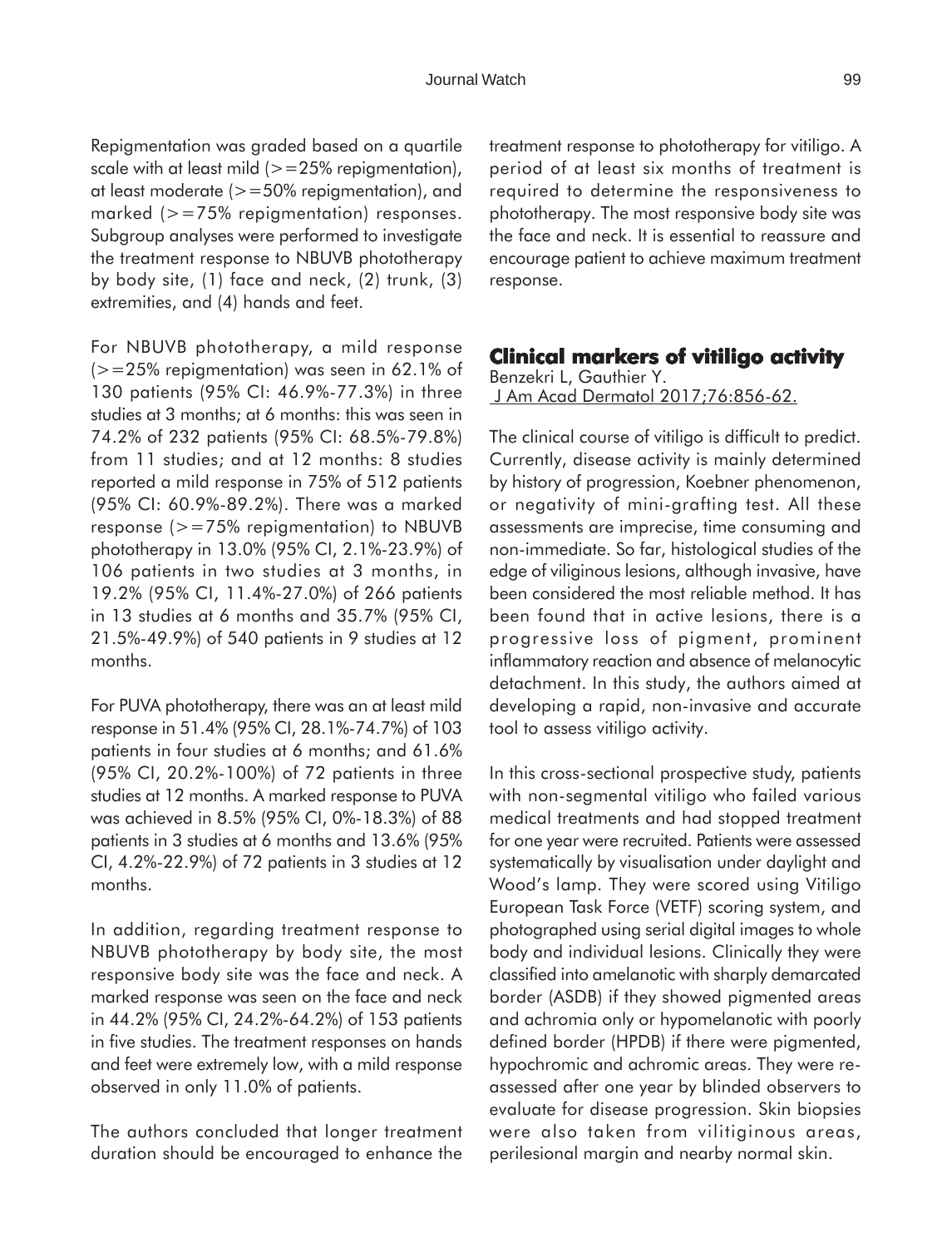Repigmentation was graded based on a quartile scale with at least mild (>=25% repigmentation), at least moderate (>=50% repigmentation), and marked (>=75% repigmentation) responses. Subgroup analyses were performed to investigate the treatment response to NBUVB phototherapy by body site, (1) face and neck, (2) trunk, (3) extremities, and (4) hands and feet.

For NBUVB phototherapy, a mild response (>=25% repigmentation) was seen in 62.1% of 130 patients (95% CI: 46.9%-77.3%) in three studies at 3 months; at 6 months: this was seen in 74.2% of 232 patients (95% CI: 68.5%-79.8%) from 11 studies; and at 12 months: 8 studies reported a mild response in 75% of 512 patients (95% CI: 60.9%-89.2%). There was a marked response (>=75% repigmentation) to NBUVB phototherapy in 13.0% (95% CI, 2.1%-23.9%) of 106 patients in two studies at 3 months, in 19.2% (95% CI, 11.4%-27.0%) of 266 patients in 13 studies at 6 months and 35.7% (95% CI, 21.5%-49.9%) of 540 patients in 9 studies at 12 months.

For PUVA phototherapy, there was an at least mild response in 51.4% (95% CI, 28.1%-74.7%) of 103 patients in four studies at 6 months; and 61.6% (95% CI, 20.2%-100%) of 72 patients in three studies at 12 months. A marked response to PUVA was achieved in 8.5% (95% CI, 0%-18.3%) of 88 patients in 3 studies at 6 months and 13.6% (95% CI, 4.2%-22.9%) of 72 patients in 3 studies at 12 months.

In addition, regarding treatment response to NBUVB phototherapy by body site, the most responsive body site was the face and neck. A marked response was seen on the face and neck in 44.2% (95% CI, 24.2%-64.2%) of 153 patients in five studies. The treatment responses on hands and feet were extremely low, with a mild response observed in only 11.0% of patients.

The authors concluded that longer treatment duration should be encouraged to enhance the treatment response to phototherapy for vitiligo. A period of at least six months of treatment is required to determine the responsiveness to phototherapy. The most responsive body site was the face and neck. It is essential to reassure and encourage patient to achieve maximum treatment response.

## Clinical markers of vitiligo activity

Benzekri L, Gauthier Y.
J Am Acad Dermatol 2017;76:856-62.

The clinical course of vitiligo is difficult to predict. Currently, disease activity is mainly determined by history of progression, Koebner phenomenon, or negativity of mini-grafting test. All these assessments are imprecise, time consuming and non-immediate. So far, histological studies of the edge of viliginous lesions, although invasive, have been considered the most reliable method. It has been found that in active lesions, there is a progressive loss of pigment, prominent inflammatory reaction and absence of melanocytic detachment. In this study, the authors aimed at developing a rapid, non-invasive and accurate tool to assess vitiligo activity.

In this cross-sectional prospective study, patients with non-segmental vitiligo who failed various medical treatments and had stopped treatment for one year were recruited. Patients were assessed systematically by visualisation under daylight and Wood's lamp. They were scored using Vitiligo European Task Force (VETF) scoring system, and photographed using serial digital images to whole body and individual lesions. Clinically they were classified into amelanotic with sharply demarcated border (ASDB) if they showed pigmented areas and achromia only or hypomelanotic with poorly defined border (HPDB) if there were pigmented, hypochromic and achromic areas. They were re-assessed after one year by blinded observers to evaluate for disease progression. Skin biopsies were also taken from vilitiginous areas, perilesional margin and nearby normal skin.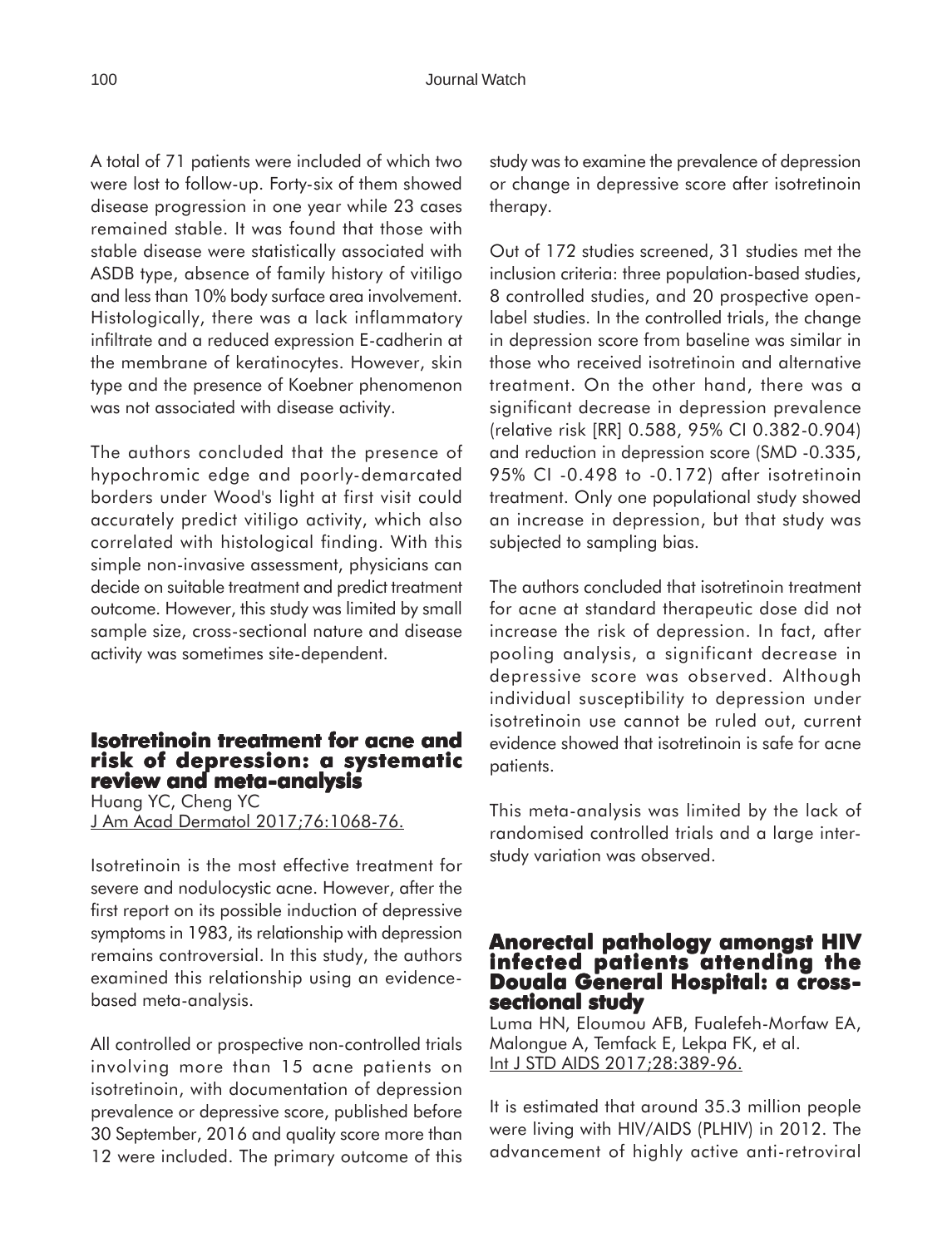A total of 71 patients were included of which two were lost to follow-up. Forty-six of them showed disease progression in one year while 23 cases remained stable. It was found that those with stable disease were statistically associated with ASDB type, absence of family history of vitiligo and less than 10% body surface area involvement. Histologically, there was a lack inflammatory infiltrate and a reduced expression E-cadherin at the membrane of keratinocytes. However, skin type and the presence of Koebner phenomenon was not associated with disease activity.

The authors concluded that the presence of hypochromic edge and poorly-demarcated borders under Wood's light at first visit could accurately predict vitiligo activity, which also correlated with histological finding. With this simple non-invasive assessment, physicians can decide on suitable treatment and predict treatment outcome. However, this study was limited by small sample size, cross-sectional nature and disease activity was sometimes site-dependent.

## Isotretinoin treatment for acne and risk of depression: a systematic review and meta-analysis

Huang YC, Cheng YC
J Am Acad Dermatol 2017;76:1068-76.

Isotretinoin is the most effective treatment for severe and nodulocystic acne. However, after the first report on its possible induction of depressive symptoms in 1983, its relationship with depression remains controversial. In this study, the authors examined this relationship using an evidence-based meta-analysis.

All controlled or prospective non-controlled trials involving more than 15 acne patients on isotretinoin, with documentation of depression prevalence or depressive score, published before 30 September, 2016 and quality score more than 12 were included. The primary outcome of this study was to examine the prevalence of depression or change in depressive score after isotretinoin therapy.

Out of 172 studies screened, 31 studies met the inclusion criteria: three population-based studies, 8 controlled studies, and 20 prospective open-label studies. In the controlled trials, the change in depression score from baseline was similar in those who received isotretinoin and alternative treatment. On the other hand, there was a significant decrease in depression prevalence (relative risk [RR] 0.588, 95% CI 0.382-0.904) and reduction in depression score (SMD -0.335, 95% CI -0.498 to -0.172) after isotretinoin treatment. Only one populational study showed an increase in depression, but that study was subjected to sampling bias.

The authors concluded that isotretinoin treatment for acne at standard therapeutic dose did not increase the risk of depression. In fact, after pooling analysis, a significant decrease in depressive score was observed. Although individual susceptibility to depression under isotretinoin use cannot be ruled out, current evidence showed that isotretinoin is safe for acne patients.

This meta-analysis was limited by the lack of randomised controlled trials and a large inter-study variation was observed.

## Anorectal pathology amongst HIV infected patients attending the Douala General Hospital: a cross-sectional study

Luma HN, Eloumou AFB, Fualefeh-Morfaw EA, Malongue A, Temfack E, Lekpa FK, et al.
Int J STD AIDS 2017;28:389-96.

It is estimated that around 35.3 million people were living with HIV/AIDS (PLHIV) in 2012. The advancement of highly active anti-retroviral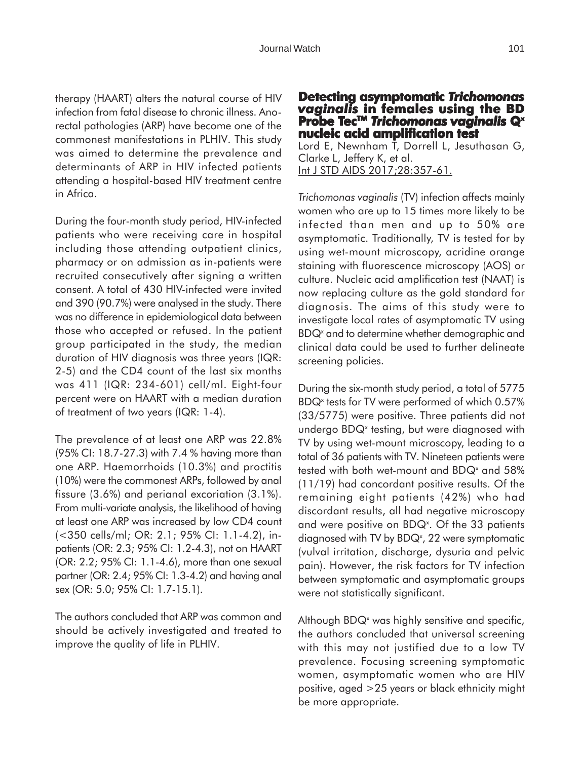therapy (HAART) alters the natural course of HIV infection from fatal disease to chronic illness. Anorectal pathologies (ARP) have become one of the commonest manifestations in PLHIV. This study was aimed to determine the prevalence and determinants of ARP in HIV infected patients attending a hospital-based HIV treatment centre in Africa.

During the four-month study period, HIV-infected patients who were receiving care in hospital including those attending outpatient clinics, pharmacy or on admission as in-patients were recruited consecutively after signing a written consent. A total of 430 HIV-infected were invited and 390 (90.7%) were analysed in the study. There was no difference in epidemiological data between those who accepted or refused. In the patient group participated in the study, the median duration of HIV diagnosis was three years (IQR: 2-5) and the CD4 count of the last six months was 411 (IQR: 234-601) cell/ml. Eight-four percent were on HAART with a median duration of treatment of two years (IQR: 1-4).

The prevalence of at least one ARP was 22.8% (95% CI: 18.7-27.3) with 7.4 % having more than one ARP. Haemorrhoids (10.3%) and proctitis (10%) were the commonest ARPs, followed by anal fissure (3.6%) and perianal excoriation (3.1%). From multi-variate analysis, the likelihood of having at least one ARP was increased by low CD4 count (<350 cells/ml; OR: 2.1; 95% CI: 1.1-4.2), in-patients (OR: 2.3; 95% CI: 1.2-4.3), not on HAART (OR: 2.2; 95% CI: 1.1-4.6), more than one sexual partner (OR: 2.4; 95% CI: 1.3-4.2) and having anal sex (OR: 5.0; 95% CI: 1.7-15.1).

The authors concluded that ARP was common and should be actively investigated and treated to improve the quality of life in PLHIV.

## Detecting asymptomatic *Trichomonas vaginalis* in females using the BD Probe Tec™ *Trichomonas vaginalis* Q$^x$ nucleic acid amplification test

Lord E, Newnham T, Dorrell L, Jesuthasan G, Clarke L, Jeffery K, et al.
Int J STD AIDS 2017;28:357-61.

*Trichomonas vaginalis* (TV) infection affects mainly women who are up to 15 times more likely to be infected than men and up to 50% are asymptomatic. Traditionally, TV is tested for by using wet-mount microscopy, acridine orange staining with fluorescence microscopy (AOS) or culture. Nucleic acid amplification test (NAAT) is now replacing culture as the gold standard for diagnosis. The aims of this study were to investigate local rates of asymptomatic TV using BDQ$^x$ and to determine whether demographic and clinical data could be used to further delineate screening policies.

During the six-month study period, a total of 5775 BDQ$^x$ tests for TV were performed of which 0.57% (33/5775) were positive. Three patients did not undergo BDQ$^x$ testing, but were diagnosed with TV by using wet-mount microscopy, leading to a total of 36 patients with TV. Nineteen patients were tested with both wet-mount and BDQ$^x$ and 58% (11/19) had concordant positive results. Of the remaining eight patients (42%) who had discordant results, all had negative microscopy and were positive on BDQ$^x$. Of the 33 patients diagnosed with TV by BDQ$^x$, 22 were symptomatic (vulval irritation, discharge, dysuria and pelvic pain). However, the risk factors for TV infection between symptomatic and asymptomatic groups were not statistically significant.

Although BDQ$^x$ was highly sensitive and specific, the authors concluded that universal screening with this may not justified due to a low TV prevalence. Focusing screening symptomatic women, asymptomatic women who are HIV positive, aged >25 years or black ethnicity might be more appropriate.